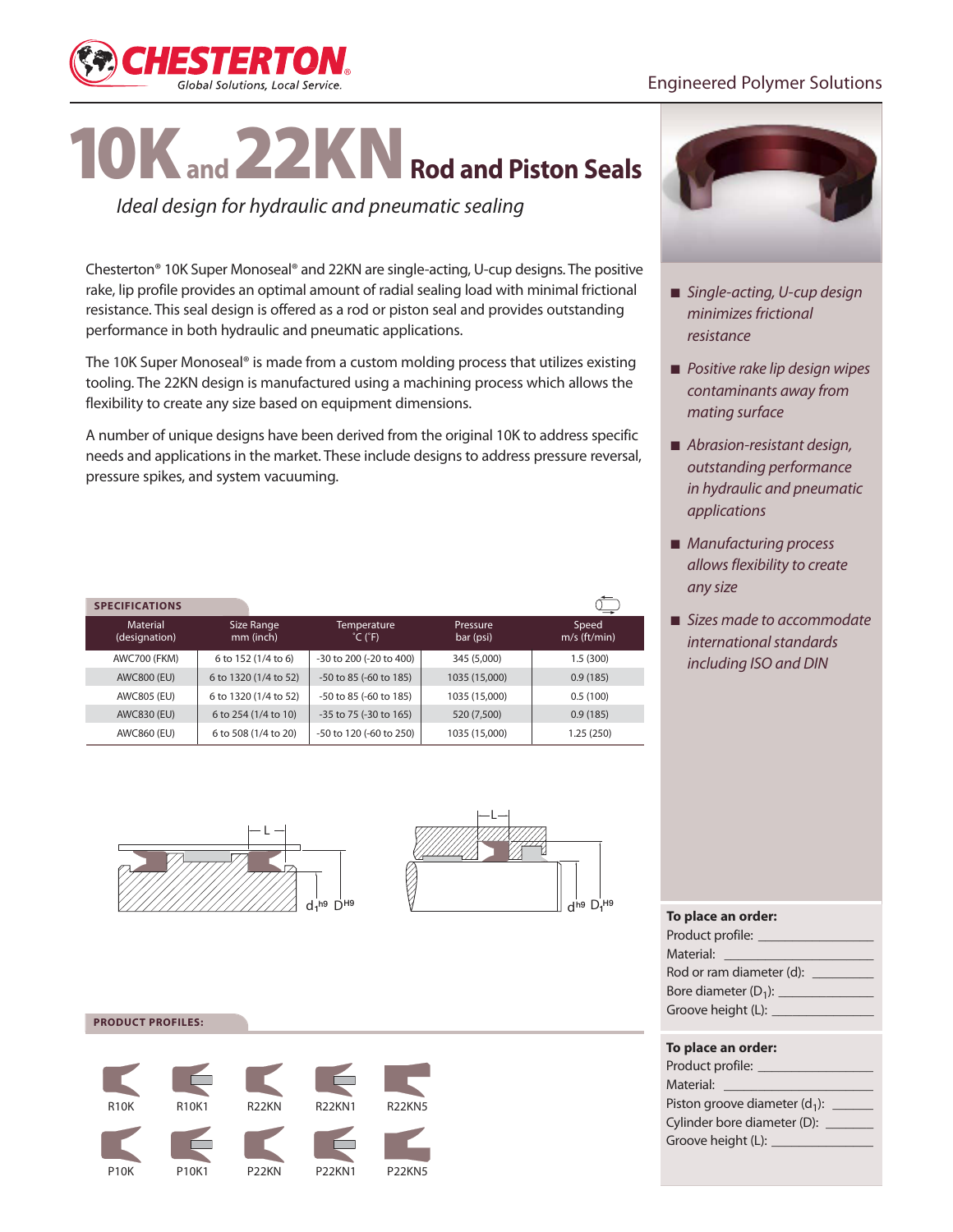# 10K and 22KN Rod and Piston Seals

*Ideal design for hydraulic and pneumatic sealing*

Chesterton® 10K Super Monoseal® and 22KN are single-acting, U-cup designs. The positive rake, lip profile provides an optimal amount of radial sealing load with minimal frictional resistance. This seal design is offered as a rod or piston seal and provides outstanding performance in both hydraulic and pneumatic applications.

The 10K Super Monoseal® is made from a custom molding process that utilizes existing tooling. The 22KN design is manufactured using a machining process which allows the flexibility to create any size based on equipment dimensions.

A number of unique designs have been derived from the original 10K to address specific needs and applications in the market. These include designs to address pressure reversal, pressure spikes, and system vacuuming.

- *Single-acting, U-cup design minimizes frictional resistance*
- *Positive rake lip design wipes contaminants away from mating surface*
- *Abrasion-resistant design, outstanding performance in hydraulic and pneumatic applications*
- *Manufacturing process allows flexibility to create any size*
- *Sizes made to accommodate international standards including ISO and DIN*

**SPECIFICATIONS**

| Material (designation) | Size Range mm (inch) | Temperature °C (°F) | Pressure bar (psi) | Speed m/s (ft/min) |
|---|---|---|---|---|
| AWC700 (FKM) | 6 to 152 (1/4 to 6) | -30 to 200 (-20 to 400) | 345 (5,000) | 1.5 (300) |
| AWC800 (EU) | 6 to 1320 (1/4 to 52) | -50 to 85 (-60 to 185) | 1035 (15,000) | 0.9 (185) |
| AWC805 (EU) | 6 to 1320 (1/4 to 52) | -50 to 85 (-60 to 185) | 1035 (15,000) | 0.5 (100) |
| AWC830 (EU) | 6 to 254 (1/4 to 10) | -35 to 75 (-30 to 165) | 520 (7,500) | 0.9 (185) |
| AWC860 (EU) | 6 to 508 (1/4 to 20) | -50 to 120 (-60 to 250) | 1035 (15,000) | 1.25 (250) |

L $d_1^{h9}$ $D^{H9}$

L $d^{h9}$ $D_1^{H9}$

**PRODUCT PROFILES:**

R10K R10K1 R22KN R22KN1 R22KN5

P10K P10K1 P22KN P22KN1 P22KN5

**To place an order:**
Product profile: ______________
Material: ______________
Rod or ram diameter (d): ______________
Bore diameter ($D_1$): ______________
Groove height (L): ______________

**To place an order:**
Product profile: ______________
Material: ______________
Piston groove diameter ($d_1$): ______________
Cylinder bore diameter (D): ______________
Groove height (L): ______________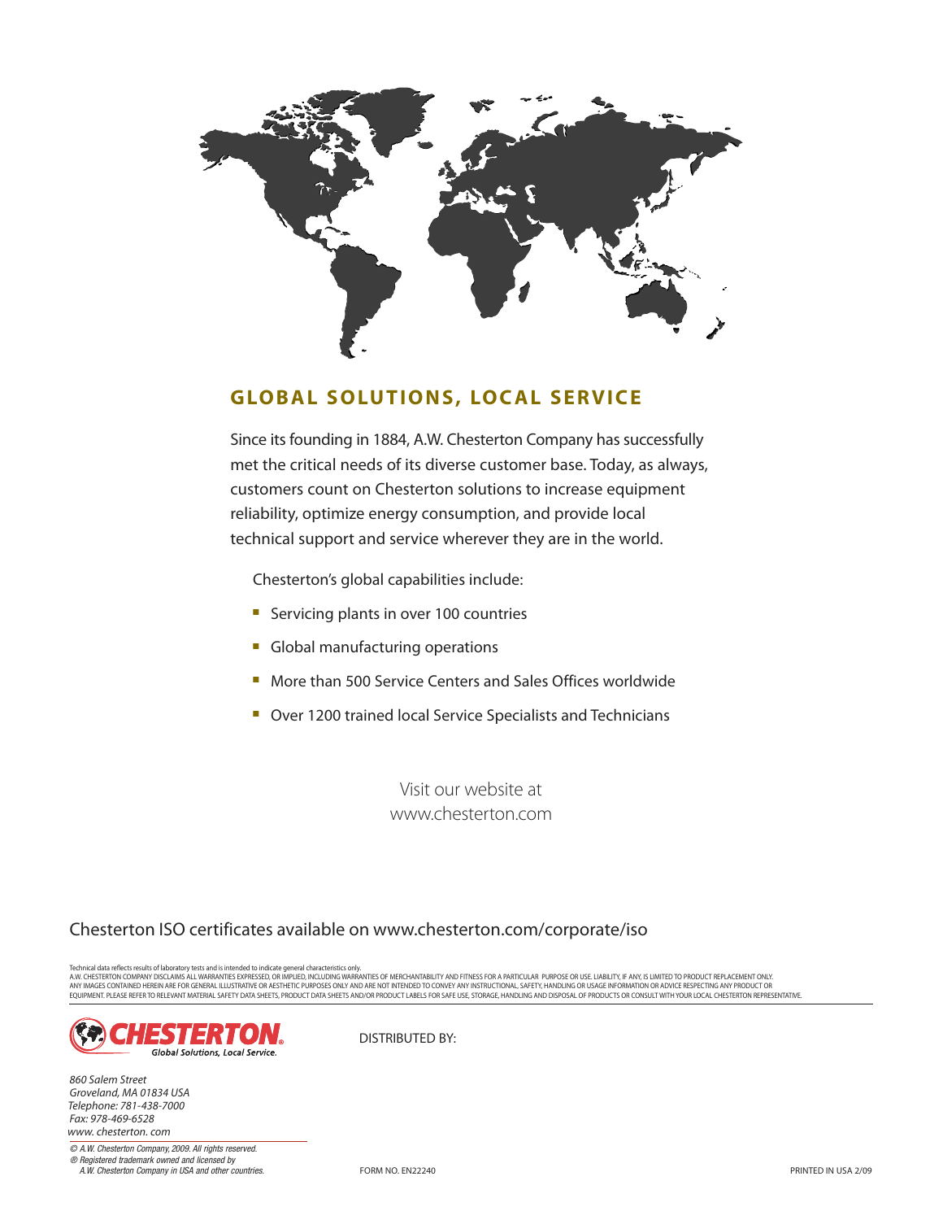## GLOBAL SOLUTIONS, LOCAL SERVICE

Since its founding in 1884, A.W. Chesterton Company has successfully met the critical needs of its diverse customer base. Today, as always, customers count on Chesterton solutions to increase equipment reliability, optimize energy consumption, and provide local technical support and service wherever they are in the world.

Chesterton's global capabilities include:

- Servicing plants in over 100 countries
- Global manufacturing operations
- More than 500 Service Centers and Sales Offices worldwide
- Over 1200 trained local Service Specialists and Technicians

Visit our website at
www.chesterton.com

Chesterton ISO certificates available on www.chesterton.com/corporate/iso

Technical data reflects results of laboratory tests and is intended to indicate general characteristics only.
A.W. CHESTERTON COMPANY DISCLAIMS ALL WARRANTIES EXPRESSED, OR IMPLIED, INCLUDING WARRANTIES OF MERCHANTABILITY AND FITNESS FOR A PARTICULAR PURPOSE OR USE. LIABILITY, IF ANY, IS LIMITED TO PRODUCT REPLACEMENT ONLY.
ANY IMAGES CONTAINED HEREIN ARE FOR GENERAL ILLUSTRATIVE OR AESTHETIC PURPOSES ONLY AND ARE NOT INTENDED TO CONVEY ANY INSTRUCTIONAL, SAFETY, HANDLING OR USAGE INFORMATION OR ADVICE RESPECTING ANY PRODUCT OR EQUIPMENT. PLEASE REFER TO RELEVANT MATERIAL SAFETY DATA SHEETS, PRODUCT DATA SHEETS AND/OR PRODUCT LABELS FOR SAFE USE, STORAGE, HANDLING AND DISPOSAL OF PRODUCTS OR CONSULT WITH YOUR LOCAL CHESTERTON REPRESENTATIVE.

CHESTERTON®
*Global Solutions, Local Service.*

DISTRIBUTED BY:

*860 Salem Street*
*Groveland, MA 01834 USA*
*Telephone: 781-438-7000*
*Fax: 978-469-6528*
*www. chesterton. com*

*© A.W. Chesterton Company, 2009. All rights reserved.*
*® Registered trademark owned and licensed by A.W. Chesterton Company in USA and other countries.*

FORM NO. EN22240

PRINTED IN USA 2/09